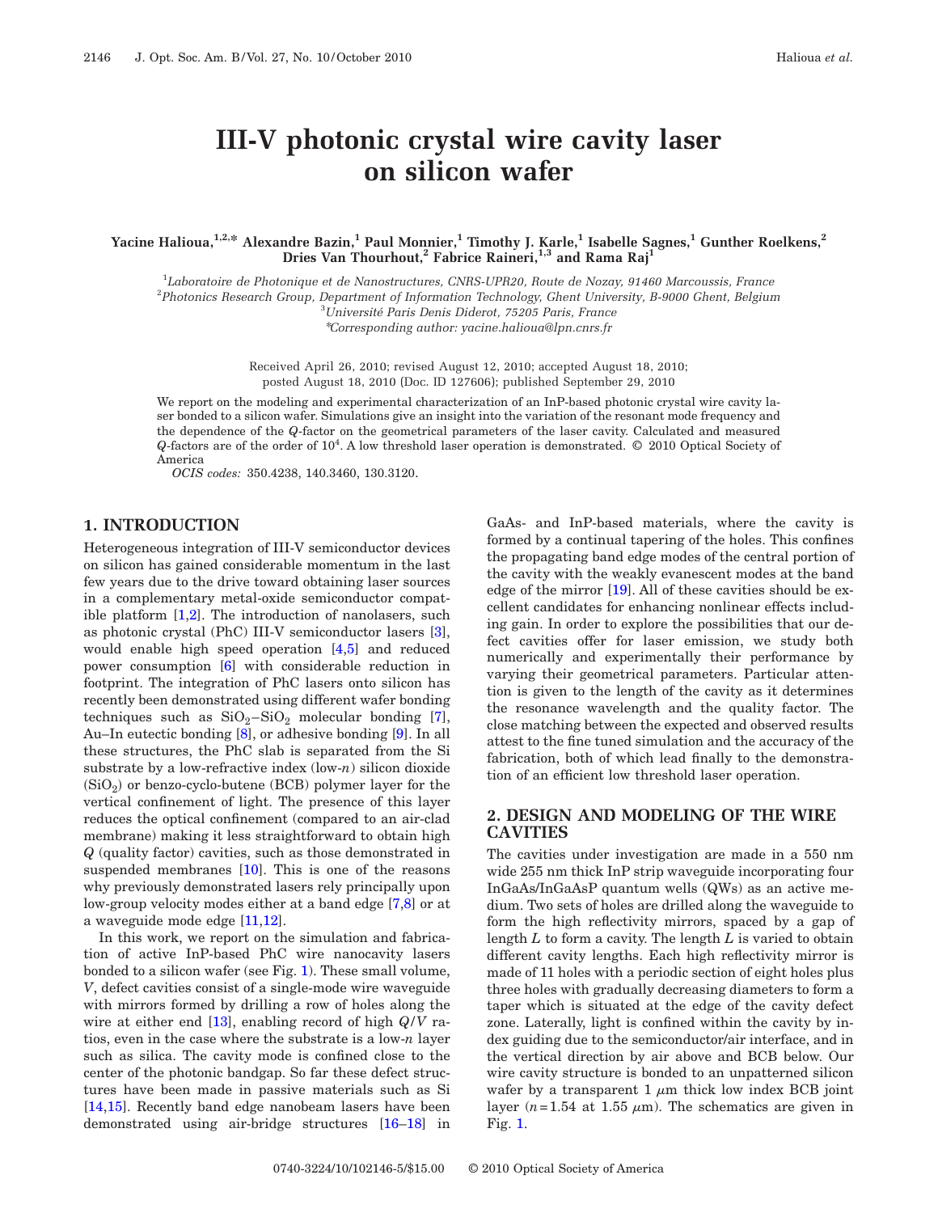# III-V photonic crystal wire cavity laser on silicon wafer

**Yacine Halioua,[1,2,*] Alexandre Bazin,[1] Paul Monnier,[1] Timothy J. Karle,[1] Isabelle Sagnes,[1] Gunther Roelkens,[2] Dries Van Thourhout,[2] Fabrice Raineri,[1,3] and Rama Raj[1]**

[1] *Laboratoire de Photonique et de Nanostructures, CNRS-UPR20, Route de Nozay, 91460 Marcoussis, France*
[2] *Photonics Research Group, Department of Information Technology, Ghent University, B-9000 Ghent, Belgium*
[3] *Université Paris Denis Diderot, 75205 Paris, France*
*\*Corresponding author: yacine.halioua@lpn.cnrs.fr*

Received April 26, 2010; revised August 12, 2010; accepted August 18, 2010; posted August 18, 2010 (Doc. ID 127606); published September 29, 2010

We report on the modeling and experimental characterization of an InP-based photonic crystal wire cavity laser bonded to a silicon wafer. Simulations give an insight into the variation of the resonant mode frequency and the dependence of the $Q$-factor on the geometrical parameters of the laser cavity. Calculated and measured $Q$-factors are of the order of $10^4$. A low threshold laser operation is demonstrated. © 2010 Optical Society of America

*OCIS codes:* 350.4238, 140.3460, 130.3120.

## 1. INTRODUCTION

Heterogeneous integration of III-V semiconductor devices on silicon has gained considerable momentum in the last few years due to the drive toward obtaining laser sources in a complementary metal-oxide semiconductor compatible platform [1,2]. The introduction of nanolasers, such as photonic crystal (PhC) III-V semiconductor lasers [3], would enable high speed operation [4,5] and reduced power consumption [6] with considerable reduction in footprint. The integration of PhC lasers onto silicon has recently been demonstrated using different wafer bonding techniques such as $SiO_2$–$SiO_2$ molecular bonding [7], Au–In eutectic bonding [8], or adhesive bonding [9]. In all these structures, the PhC slab is separated from the Si substrate by a low-refractive index (low-$n$) silicon dioxide ($SiO_2$) or benzo-cyclo-butene (BCB) polymer layer for the vertical confinement of light. The presence of this layer reduces the optical confinement (compared to an air-clad membrane) making it less straightforward to obtain high $Q$ (quality factor) cavities, such as those demonstrated in suspended membranes [10]. This is one of the reasons why previously demonstrated lasers rely principally upon low-group velocity modes either at a band edge [7,8] or at a waveguide mode edge [11,12].

In this work, we report on the simulation and fabrication of active InP-based PhC wire nanocavity lasers bonded to a silicon wafer (see Fig. 1). These small volume, $V$, defect cavities consist of a single-mode wire waveguide with mirrors formed by drilling a row of holes along the wire at either end [13], enabling record of high $Q/V$ ratios, even in the case where the substrate is a low-$n$ layer such as silica. The cavity mode is confined close to the center of the photonic bandgap. So far these defect structures have been made in passive materials such as Si [14,15]. Recently band edge nanobeam lasers have been demonstrated using air-bridge structures [16–18] in GaAs- and InP-based materials, where the cavity is formed by a continual tapering of the holes. This confines the propagating band edge modes of the central portion of the cavity with the weakly evanescent modes at the band edge of the mirror [19]. All of these cavities should be excellent candidates for enhancing nonlinear effects including gain. In order to explore the possibilities that our defect cavities offer for laser emission, we study both numerically and experimentally their performance by varying their geometrical parameters. Particular attention is given to the length of the cavity as it determines the resonance wavelength and the quality factor. The close matching between the expected and observed results attest to the fine tuned simulation and the accuracy of the fabrication, both of which lead finally to the demonstration of an efficient low threshold laser operation.

## 2. DESIGN AND MODELING OF THE WIRE CAVITIES

The cavities under investigation are made in a 550 nm wide 255 nm thick InP strip waveguide incorporating four InGaAs/InGaAsP quantum wells (QWs) as an active medium. Two sets of holes are drilled along the waveguide to form the high reflectivity mirrors, spaced by a gap of length $L$ to form a cavity. The length $L$ is varied to obtain different cavity lengths. Each high reflectivity mirror is made of 11 holes with a periodic section of eight holes plus three holes with gradually decreasing diameters to form a taper which is situated at the edge of the cavity defect zone. Laterally, light is confined within the cavity by index guiding due to the semiconductor/air interface, and in the vertical direction by air above and BCB below. Our wire cavity structure is bonded to an unpatterned silicon wafer by a transparent 1 $\mu$m thick low index BCB joint layer ($n=1.54$ at 1.55 $\mu$m). The schematics are given in Fig. 1.

0740-3224/10/102146-5/$15.00 © 2010 Optical Society of America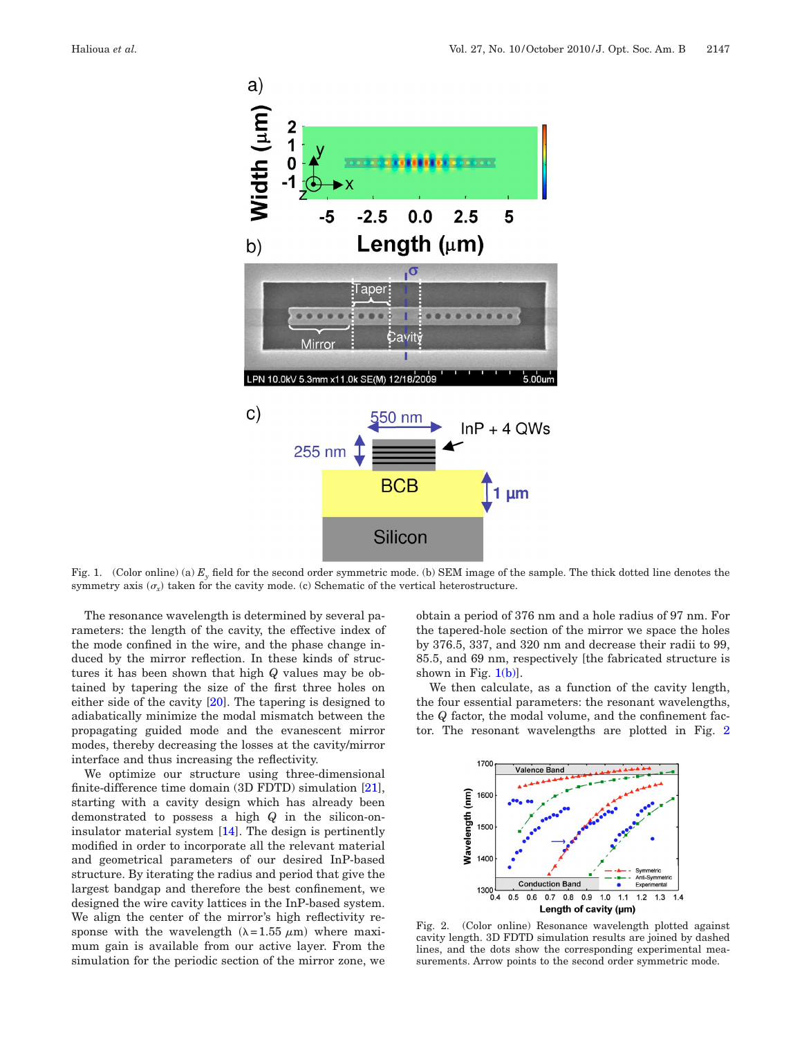Fig. 1. (Color online) (a) $E_y$ field for the second order symmetric mode. (b) SEM image of the sample. The thick dotted line denotes the symmetry axis ($\sigma_x$) taken for the cavity mode. (c) Schematic of the vertical heterostructure.

The resonance wavelength is determined by several parameters: the length of the cavity, the effective index of the mode confined in the wire, and the phase change induced by the mirror reflection. In these kinds of structures it has been shown that high $Q$ values may be obtained by tapering the size of the first three holes on either side of the cavity [20]. The tapering is designed to adiabatically minimize the modal mismatch between the propagating guided mode and the evanescent mirror modes, thereby decreasing the losses at the cavity/mirror interface and thus increasing the reflectivity.

We optimize our structure using three-dimensional finite-difference time domain (3D FDTD) simulation [21], starting with a cavity design which has already been demonstrated to possess a high $Q$ in the silicon-on-insulator material system [14]. The design is pertinently modified in order to incorporate all the relevant material and geometrical parameters of our desired InP-based structure. By iterating the radius and period that give the largest bandgap and therefore the best confinement, we designed the wire cavity lattices in the InP-based system. We align the center of the mirror's high reflectivity response with the wavelength ($\lambda = 1.55$ $\mu$m) where maximum gain is available from our active layer. From the simulation for the periodic section of the mirror zone, we obtain a period of 376 nm and a hole radius of 97 nm. For the tapered-hole section of the mirror we space the holes by 376.5, 337, and 320 nm and decrease their radii to 99, 85.5, and 69 nm, respectively [the fabricated structure is shown in Fig. 1(b)].

We then calculate, as a function of the cavity length, the four essential parameters: the resonant wavelengths, the $Q$ factor, the modal volume, and the confinement factor. The resonant wavelengths are plotted in Fig. 2

Fig. 2. (Color online) Resonance wavelength plotted against cavity length. 3D FDTD simulation results are joined by dashed lines, and the dots show the corresponding experimental measurements. Arrow points to the second order symmetric mode.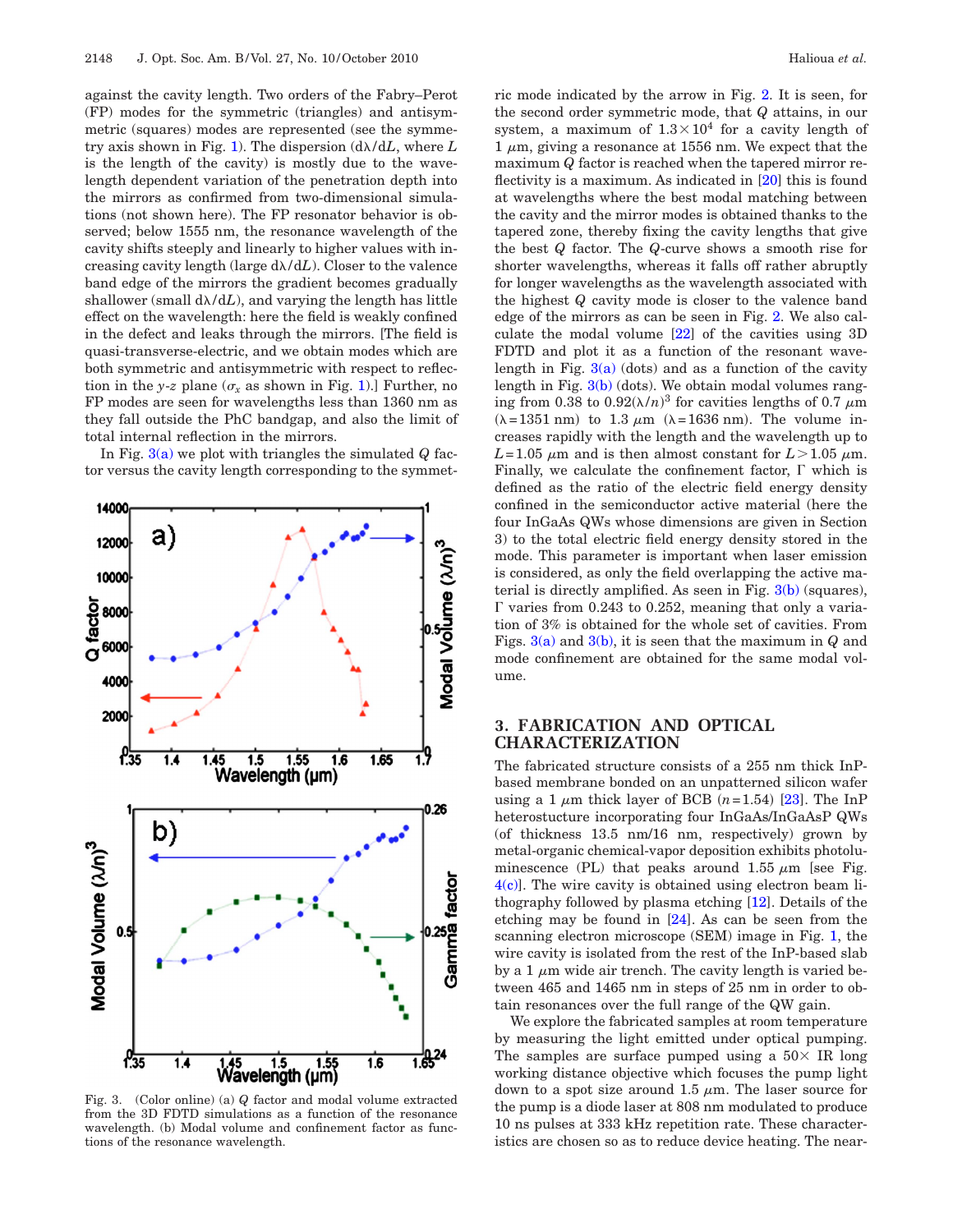against the cavity length. Two orders of the Fabry–Perot (FP) modes for the symmetric (triangles) and antisymmetric (squares) modes are represented (see the symmetry axis shown in Fig. 1). The dispersion ($d\lambda/dL$, where $L$ is the length of the cavity) is mostly due to the wavelength dependent variation of the penetration depth into the mirrors as confirmed from two-dimensional simulations (not shown here). The FP resonator behavior is observed; below 1555 nm, the resonator wavelength of the cavity shifts steeply and linearly to higher values with increasing cavity length (large $d\lambda/dL$). Closer to the valence band edge of the mirrors the gradient becomes gradually shallower (small $d\lambda/dL$), and varying the length has little effect on the wavelength: here the field is weakly confined in the defect and leaks through the mirrors. [The field is quasi-transverse-electric, and we obtain modes which are both symmetric and antisymmetric with respect to reflection in the $y$-$z$ plane ($\sigma_x$ as shown in Fig. 1).] Further, no FP modes are seen for wavelengths less than 1360 nm as they fall outside the PhC bandgap, and also the limit of total internal reflection in the mirrors.

In Fig. 3(a) we plot with triangles the simulated $Q$ factor versus the cavity length corresponding to the symmetric mode indicated by the arrow in Fig. 2. It is seen, for the second order symmetric mode, that $Q$ attains, in our system, a maximum of $1.3\times10^4$ for a cavity length of 1 $\mu$m, giving a resonance at 1556 nm. We expect that the maximum $Q$ factor is reached when the tapered mirror reflectivity is a maximum. As indicated in [20] this is found at wavelengths where the best modal matching between the cavity and the mirror modes is obtained thanks to the tapered zone, thereby fixing the cavity lengths that give the best $Q$ factor. The $Q$-curve shows a smooth rise for shorter wavelengths, whereas it falls off rather abruptly for longer wavelengths as the wavelength associated with the highest $Q$ cavity mode is closer to the valence band edge of the mirrors as can be seen in Fig. 2. We also calculate the modal volume [22] of the cavities using 3D FDTD and plot it as a function of the resonant wavelength in Fig. 3(a) (dots) and as a function of the cavity length in Fig. 3(b) (dots). We obtain modal volumes ranging from 0.38 to $0.92(\lambda/n)^3$ for cavities lengths of 0.7 $\mu$m ($\lambda=1351$ nm) to 1.3 $\mu$m ($\lambda=1636$ nm). The volume increases rapidly with the length and the wavelength up to $L=1.05$ $\mu$m and is then almost constant for $L>1.05$ $\mu$m. Finally, we calculate the confinement factor, $\Gamma$ which is defined as the ratio of the electric field energy density confined in the semiconductor active material (here the four InGaAs QWs whose dimensions are given in Section 3) to the total electric field energy density stored in the mode. This parameter is important when laser emission is considered, as only the field overlapping the active material is directly amplified. As seen in Fig. 3(b) (squares), $\Gamma$ varies from 0.243 to 0.252, meaning that only a variation of 3% is obtained for the whole set of cavities. From Figs. 3(a) and 3(b), it is seen that the maximum in $Q$ and mode confinement are obtained for the same modal volume.

Fig. 3. (Color online) (a) $Q$ factor and modal volume extracted from the 3D FDTD simulations as a function of the resonance wavelength. (b) Modal volume and confinement factor as functions of the resonance wavelength.

## 3. FABRICATION AND OPTICAL CHARACTERIZATION

The fabricated structure consists of a 255 nm thick InP-based membrane bonded on an unpatterned silicon wafer using a 1 $\mu$m thick layer of BCB ($n=1.54$) [23]. The InP heterostucture incorporating four InGaAs/InGaAsP QWs (of thickness 13.5 nm/16 nm, respectively) grown by metal-organic chemical-vapor deposition exhibits photoluminescence (PL) that peaks around 1.55 $\mu$m [see Fig. 4(c)]. The wire cavity is obtained using electron beam lithography followed by plasma etching [12]. Details of the etching may be found in [24]. As can be seen from the scanning electron microscope (SEM) image in Fig. 1, the wire cavity is isolated from the rest of the InP-based slab by a 1 $\mu$m wide air trench. The cavity length is varied between 465 and 1465 nm in steps of 25 nm in order to obtain resonances over the full range of the QW gain.

We explore the fabricated samples at room temperature by measuring the light emitted under optical pumping. The samples are surface pumped using a 50× IR long working distance objective which focuses the pump light down to a spot size around 1.5 $\mu$m. The laser source for the pump is a diode laser at 808 nm modulated to produce 10 ns pulses at 333 kHz repetition rate. These characteristics are chosen so as to reduce device heating. The near-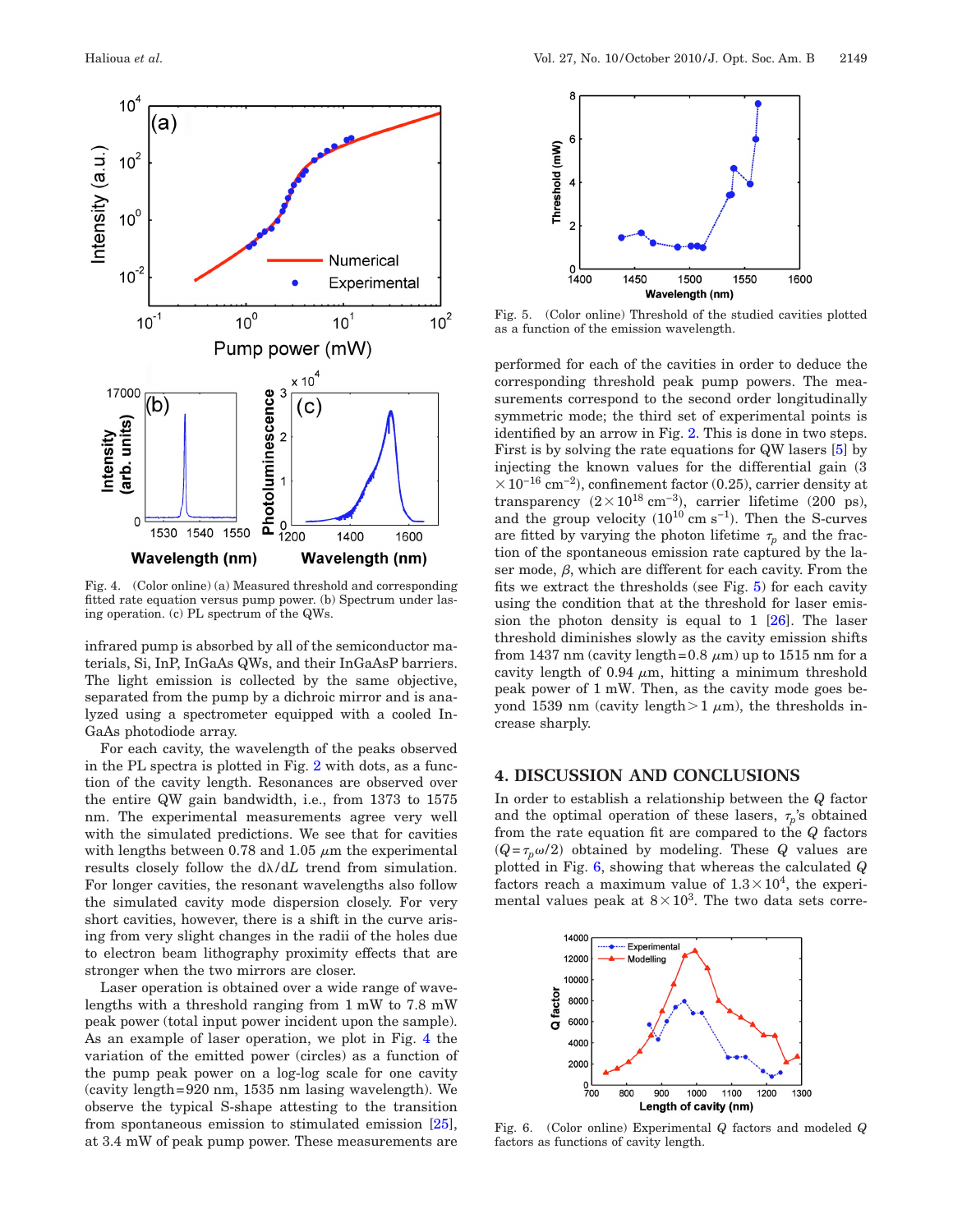Fig. 4. (Color online) (a) Measured threshold and corresponding fitted rate equation versus pump power. (b) Spectrum under lasing operation. (c) PL spectrum of the QWs.

infrared pump is absorbed by all of the semiconductor materials, Si, InP, InGaAs QWs, and their InGaAsP barriers. The light emission is collected by the same objective, separated from the pump by a dichroic mirror and is analyzed using a spectrometer equipped with a cooled InGaAs photodiode array.

For each cavity, the wavelength of the peaks observed in the PL spectra is plotted in Fig. 2 with dots, as a function of the cavity length. Resonances are observed over the entire QW gain bandwidth, i.e., from 1373 to 1575 nm. The experimental measurements agree very well with the simulated predictions. We see that for cavities with lengths between 0.78 and 1.05 $\mu$m the experimental results closely follow the $d\lambda/dL$ trend from simulation. For longer cavities, the resonant wavelengths also follow the simulated cavity mode dispersion closely. For very short cavities, however, there is a shift in the curve arising from very slight changes in the radii of the holes due to electron beam lithography proximity effects that are stronger when the two mirrors are closer.

Laser operation is obtained over a wide range of wavelengths with a threshold ranging from 1 mW to 7.8 mW peak power (total input power incident upon the sample). As an example of laser operation, we plot in Fig. 4 the variation of the emitted power (circles) as a function of the pump peak power on a log-log scale for one cavity (cavity length=920 nm, 1535 nm lasing wavelength). We observe the typical S-shape attesting to the transition from spontaneous emission to stimulated emission [25], at 3.4 mW of peak pump power. These measurements are performed for each of the cavities in order to deduce the corresponding threshold peak pump powers. The measurements correspond to the second order longitudinally symmetric mode; the third set of experimental points is identified by an arrow in Fig. 2. This is done in two steps. First is by solving the rate equations for QW lasers [5] by injecting the known values for the differential gain ($3\times10^{-16}$ cm$^{-2}$), confinement factor (0.25), carrier density at transparency ($2\times10^{18}$ cm$^{-3}$), carrier lifetime (200 ps), and the group velocity ($10^{10}$ cm s$^{-1}$). Then the S-curves are fitted by varying the photon lifetime $\tau_p$ and the fraction of the spontaneous emission rate captured by the laser mode, $\beta$, which are different for each cavity. From the fits we extract the thresholds (see Fig. 5) for each cavity using the condition that at the threshold for laser emission the photon density is equal to 1 [26]. The laser threshold diminishes slowly as the cavity emission shifts from 1437 nm (cavity length=0.8 $\mu$m) up to 1515 nm for a cavity length of 0.94 $\mu$m, hitting a minimum threshold peak power of 1 mW. Then, as the cavity mode goes beyond 1539 nm (cavity length>1 $\mu$m), the thresholds increase sharply.

Fig. 5. (Color online) Threshold of the studied cavities plotted as a function of the emission wavelength.

## 4. DISCUSSION AND CONCLUSIONS

In order to establish a relationship between the $Q$ factor and the optimal operation of these lasers, $\tau_p$'s obtained from the rate equation fit are compared to the $Q$ factors ($Q=\tau_p\omega/2$) obtained by modeling. These $Q$ values are plotted in Fig. 6, showing that whereas the calculated $Q$ factors reach a maximum value of $1.3\times10^4$, the experimental values peak at $8\times10^3$. The two data sets corre-

Fig. 6. (Color online) Experimental $Q$ factors and modeled $Q$ factors as functions of cavity length.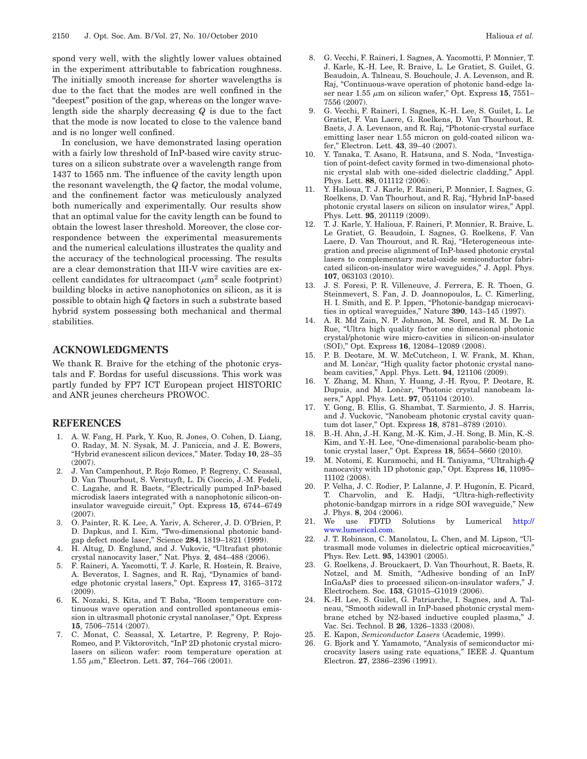spond very well, with the slightly lower values obtained in the experiment attributable to fabrication roughness. The initially smooth increase for shorter wavelengths is due to the fact that the modes are well confined in the "deepest" position of the gap, whereas on the longer wavelength side the sharply decreasing $Q$ is due to the fact that the mode is now located to close to the valence band and is no longer well confined.

In conclusion, we have demonstrated lasing operation with a fairly low threshold of InP-based wire cavity structures on a silicon substrate over a wavelength range from 1437 to 1565 nm. The influence of the cavity length upon the resonant wavelength, the $Q$ factor, the modal volume, and the confinement factor was meticulously analyzed both numerically and experimentally. Our results show that an optimal value for the cavity length can be found to obtain the lowest laser threshold. Moreover, the close correspondence between the experimental measurements and the numerical calculations illustrates the quality and the accuracy of the technological processing. The results are a clear demonstration that III-V wire cavities are excellent candidates for ultracompact ($\mu m^2$ scale footprint) building blocks in active nanophotonics on silicon, as it is possible to obtain high $Q$ factors in such a substrate based hybrid system possessing both mechanical and thermal stabilities.

## ACKNOWLEDGMENTS

We thank R. Braive for the etching of the photonic crystals and F. Bordas for useful discussions. This work was partly funded by FP7 ICT European project HISTORIC and ANR jeunes chercheurs PROWOC.

## REFERENCES

1. A. W. Fang, H. Park, Y. Kuo, R. Jones, O. Cohen, D. Liang, O. Raday, M. N. Sysak, M. J. Paniccia, and J. E. Bowers, "Hybrid evanescent silicon devices," Mater. Today **10**, 28–35 (2007).
2. J. Van Campenhout, P. Rojo Romeo, P. Regreny, C. Seassal, D. Van Thourhout, S. Verstuyft, L. Di Cioccio, J.-M. Fedeli, C. Lagahe, and R. Baets, "Electrically pumped InP-based microdisk lasers integrated with a nanophotonic silicon-on-insulator waveguide circuit," Opt. Express **15**, 6744–6749 (2007).
3. O. Painter, R. K. Lee, A. Yariv, A. Scherer, J. D. O'Brien, P. D. Dapkus, and I. Kim, "Two-dimensional photonic band-gap defect mode laser," Science **284**, 1819–1821 (1999).
4. H. Altug, D. Englund, and J. Vukovic, "Ultrafast photonic crystal nanocavity laser," Nat. Phys. **2**, 484–488 (2006).
5. F. Raineri, A. Yacomotti, T. J. Karle, R. Hostein, R. Braive, A. Beveratos, I. Sagnes, and R. Raj, "Dynamics of band-edge photonic crystal lasers," Opt. Express **17**, 3165–3172 (2009).
6. K. Nozaki, S. Kita, and T. Baba, "Room temperature continuous wave operation and controlled spontaneous emission in ultrasmall photonic crystal nanolaser," Opt. Express **15**, 7506–7514 (2007).
7. C. Monat, C. Seassal, X. Letartre, P. Regreny, P. Rojo-Romeo, and P. Viktorovitch, "InP 2D photonic crystal microlasers on silicon wafer: room temperature operation at 1.55 $\mu$m," Electron. Lett. **37**, 764–766 (2001).
8. G. Vecchi, F. Raineri, I. Sagnes, A. Yacomotti, P. Monnier, T. J. Karle, K.-H. Lee, R. Braive, L. Le Gratiet, S. Guilet, G. Beaudoin, A. Talneau, S. Bouchoule, J. A. Levenson, and R. Raj, "Continuous-wave operation of photonic band-edge laser near 1.55 $\mu$m on silicon wafer," Opt. Express **15**, 7551–7556 (2007).
9. G. Vecchi, F. Raineri, I. Sagnes, K.-H. Lee, S. Guilet, L. Le Gratiet, F. Van Laere, G. Roelkens, D. Van Thourhout, R. Baets, J. A. Levenson, and R. Raj, "Photonic-crystal surface emitting laser near 1.55 micron on gold-coated silicon wafer," Electron. Lett. **43**, 39–40 (2007).
10. Y. Tanaka, T. Asano, R. Hatsuna, and S. Noda, "Investigation of point-defect cavity formed in two-dimensional photonic crystal slab with one-sided dielectric cladding," Appl. Phys. Lett. **88**, 011112 (2006).
11. Y. Halioua, T. J. Karle, F. Raineri, P. Monnier, I. Sagnes, G. Roelkens, D. Van Thourhout, and R. Raj, "Hybrid InP-based photonic crystal lasers on silicon on insulator wires," Appl. Phys. Lett. **95**, 201119 (2009).
12. T. J. Karle, Y. Halioua, F. Raineri, P. Monnier, R. Braive, L. Le Gratiet, G. Beaudoin, I. Sagnes, G. Roelkens, F. Van Laere, D. Van Thourout, and R. Raj, "Heterogeneous integration and precise alignment of InP-based photonic crystal lasers to complementary metal-oxide semiconductor fabricated silicon-on-insulator wire waveguides," J. Appl. Phys. **107**, 063103 (2010).
13. J. S. Foresi, P. R. Villeneuve, J. Ferrera, E. R. Thoen, G. Steinmevert, S. Fan, J. D. Joannopoulos, L. C. Kimerling, H. I. Smith, and E. P. Ippen, "Photonic-bandgap microcavities in optical waveguides," Nature **390**, 143–145 (1997).
14. A. R. Md Zain, N. P. Johnson, M. Sorel, and R. M. De La Rue, "Ultra high quality factor one dimensional photonic crystal/photonic wire micro-cavities in silicon-on-insulator (SOI)," Opt. Express **16**, 12084–12089 (2008).
15. P. B. Deotare, M. W. McCutcheon, I. W. Frank, M. Khan, and M. Lončar, "High quality factor photonic crystal nanobeam cavities," Appl. Phys. Lett. **94**, 121106 (2009).
16. Y. Zhang, M. Khan, Y. Huang, J.-H. Ryou, P. Deotare, R. Dupuis, and M. Lončar, "Photonic crystal nanobeam lasers," Appl. Phys. Lett. **97**, 051104 (2010).
17. Y. Gong, B. Ellis, G. Shambat, T. Sarmiento, J. S. Harris, and J. Vuckovic, "Nanobeam photonic crystal cavity quantum dot laser," Opt. Express **18**, 8781–8789 (2010).
18. B.-H. Ahn, J.-H. Kang, M.-K. Kim, J.-H. Song, B. Min, K.-S. Kim, and Y.-H. Lee, "One-dimensional parabolic-beam photonic crystal laser," Opt. Express **18**, 5654–5660 (2010).
19. M. Notomi, E. Kuramochi, and H. Taniyama, "Ultrahigh-$Q$ nanocavity with 1D photonic gap," Opt. Express **16**, 11095–11102 (2008).
20. P. Velha, J. C. Rodier, P. Lalanne, J. P. Hugonin, E. Picard, T. Charvolin, and E. Hadji, "Ultra-high-reflectivity photonic-bandgap mirrors in a ridge SOI waveguide," New J. Phys. **8**, 204 (2006).
21. We use FDTD Solutions by Lumerical http://www.lumerical.com.
22. J. T. Robinson, C. Manolatou, L. Chen, and M. Lipson, "Ultrasmall mode volumes in dielectric optical microcavities," Phys. Rev. Lett. **95**, 143901 (2005).
23. G. Roelkens, J. Brouckaert, D. Van Thourhout, R. Baets, R. Notzel, and M. Smith, "Adhesive bonding of an InP/InGaAsP dies to processed silicon-on-insulator wafers," J. Electrochem. Soc. **153**, G1015–G1019 (2006).
24. K.-H. Lee, S. Guilet, G. Patriarche, I. Sagnes, and A. Talneau, "Smooth sidewall in InP-based photonic crystal membrane etched by N2-based inductive coupled plasma," J. Vac. Sci. Technol. B **26**, 1326–1333 (2008).
25. E. Kapon, *Semiconductor Lasers* (Academic, 1999).
26. G. Bjork and Y. Yamamoto, "Analysis of semiconductor microcavity lasers using rate equations," IEEE J. Quantum Electron. **27**, 2386–2396 (1991).